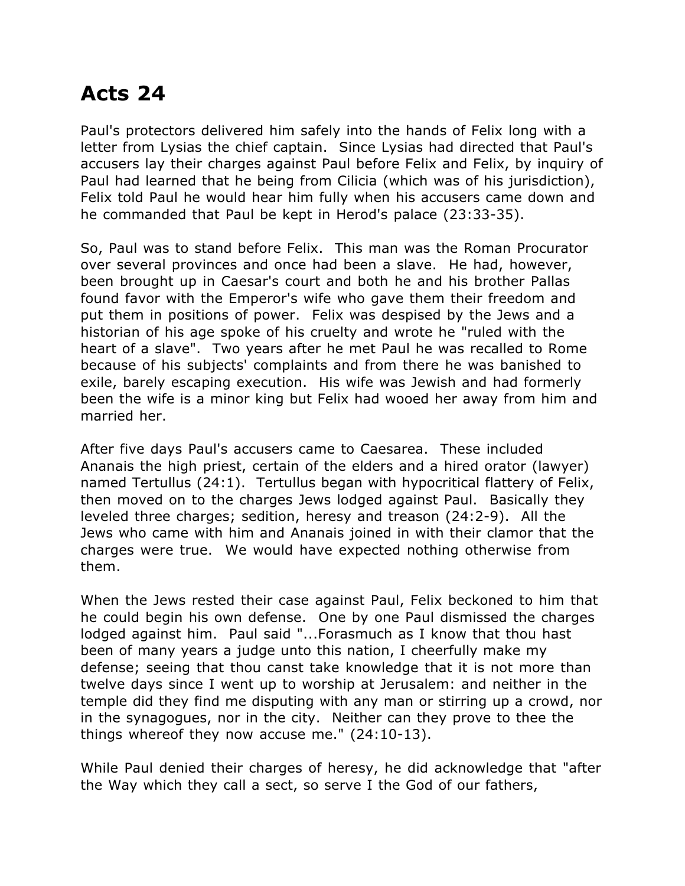# Acts 24

Paul's protectors delivered him safely into the hands of Felix long with a letter from Lysias the chief captain. Since Lysias had directed that Paul's accusers lay their charges against Paul before Felix and Felix, by inquiry of Paul had learned that he being from Cilicia (which was of his jurisdiction), Felix told Paul he would hear him fully when his accusers came down and he commanded that Paul be kept in Herod's palace (23:33-35).

So, Paul was to stand before Felix. This man was the Roman Procurator over several provinces and once had been a slave. He had, however, been brought up in Caesar's court and both he and his brother Pallas found favor with the Emperor's wife who gave them their freedom and put them in positions of power. Felix was despised by the Jews and a historian of his age spoke of his cruelty and wrote he "ruled with the heart of a slave". Two years after he met Paul he was recalled to Rome because of his subjects' complaints and from there he was banished to exile, barely escaping execution. His wife was Jewish and had formerly been the wife is a minor king but Felix had wooed her away from him and married her.

After five days Paul's accusers came to Caesarea. These included Ananais the high priest, certain of the elders and a hired orator (lawyer) named Tertullus (24:1). Tertullus began with hypocritical flattery of Felix, then moved on to the charges Jews lodged against Paul. Basically they leveled three charges; sedition, heresy and treason (24:2-9). All the Jews who came with him and Ananais joined in with their clamor that the charges were true. We would have expected nothing otherwise from them.

When the Jews rested their case against Paul, Felix beckoned to him that he could begin his own defense. One by one Paul dismissed the charges lodged against him. Paul said "...Forasmuch as I know that thou hast been of many years a judge unto this nation, I cheerfully make my defense; seeing that thou canst take knowledge that it is not more than twelve days since I went up to worship at Jerusalem: and neither in the temple did they find me disputing with any man or stirring up a crowd, nor in the synagogues, nor in the city. Neither can they prove to thee the things whereof they now accuse me." (24:10-13).

While Paul denied their charges of heresy, he did acknowledge that "after the Way which they call a sect, so serve I the God of our fathers,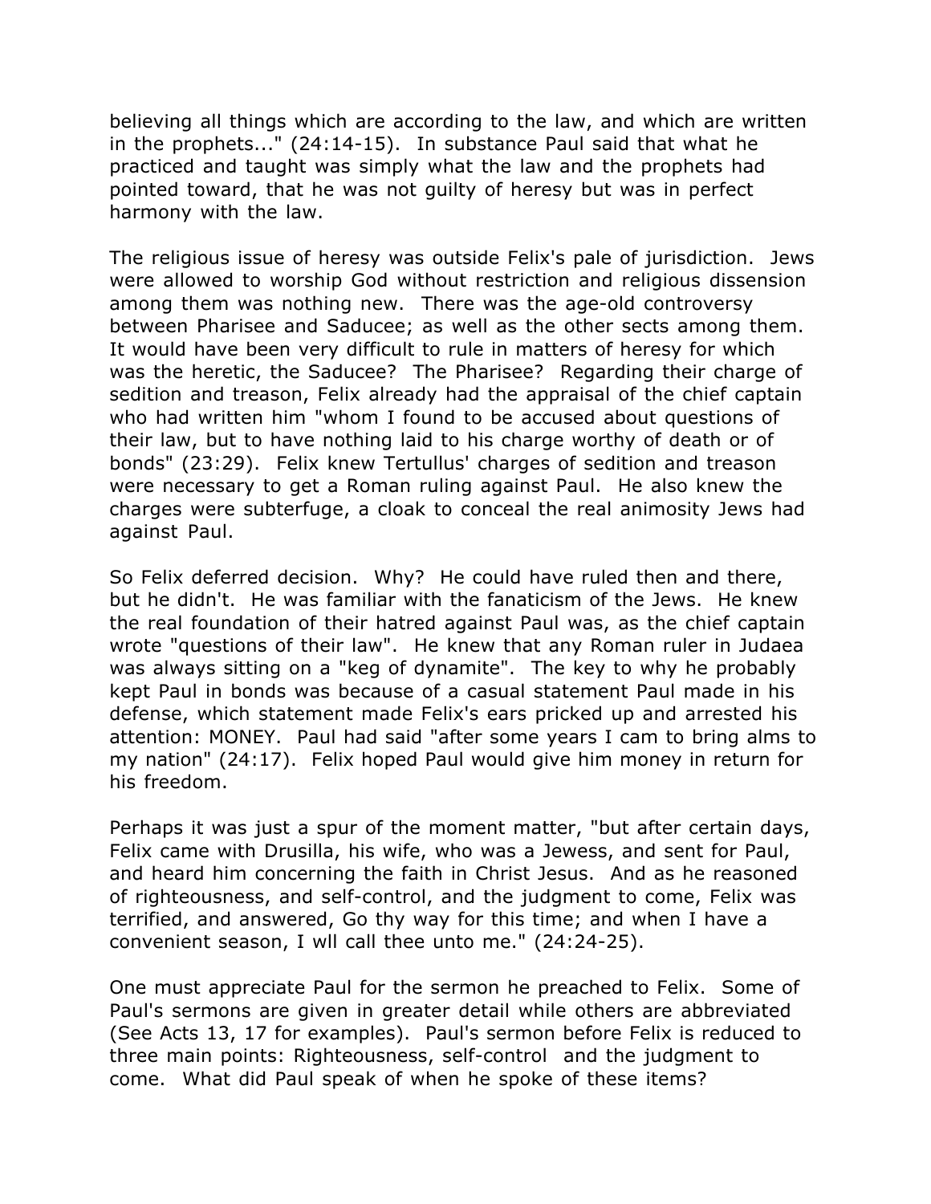believing all things which are according to the law, and which are written in the prophets..." (24:14-15). In substance Paul said that what he practiced and taught was simply what the law and the prophets had pointed toward, that he was not guilty of heresy but was in perfect harmony with the law.

The religious issue of heresy was outside Felix's pale of jurisdiction. Jews were allowed to worship God without restriction and religious dissension among them was nothing new. There was the age-old controversy between Pharisee and Saducee; as well as the other sects among them. It would have been very difficult to rule in matters of heresy for which was the heretic, the Saducee? The Pharisee? Regarding their charge of sedition and treason, Felix already had the appraisal of the chief captain who had written him "whom I found to be accused about questions of their law, but to have nothing laid to his charge worthy of death or of bonds" (23:29). Felix knew Tertullus' charges of sedition and treason were necessary to get a Roman ruling against Paul. He also knew the charges were subterfuge, a cloak to conceal the real animosity Jews had against Paul.

So Felix deferred decision. Why? He could have ruled then and there, but he didn't. He was familiar with the fanaticism of the Jews. He knew the real foundation of their hatred against Paul was, as the chief captain wrote "questions of their law". He knew that any Roman ruler in Judaea was always sitting on a "keg of dynamite". The key to why he probably kept Paul in bonds was because of a casual statement Paul made in his defense, which statement made Felix's ears pricked up and arrested his attention: MONEY. Paul had said "after some years I cam to bring alms to my nation" (24:17). Felix hoped Paul would give him money in return for his freedom.

Perhaps it was just a spur of the moment matter, "but after certain days, Felix came with Drusilla, his wife, who was a Jewess, and sent for Paul, and heard him concerning the faith in Christ Jesus. And as he reasoned of righteousness, and self-control, and the judgment to come, Felix was terrified, and answered, Go thy way for this time; and when I have a convenient season, I wll call thee unto me." (24:24-25).

One must appreciate Paul for the sermon he preached to Felix. Some of Paul's sermons are given in greater detail while others are abbreviated (See Acts 13, 17 for examples). Paul's sermon before Felix is reduced to three main points: Righteousness, self-control and the judgment to come. What did Paul speak of when he spoke of these items?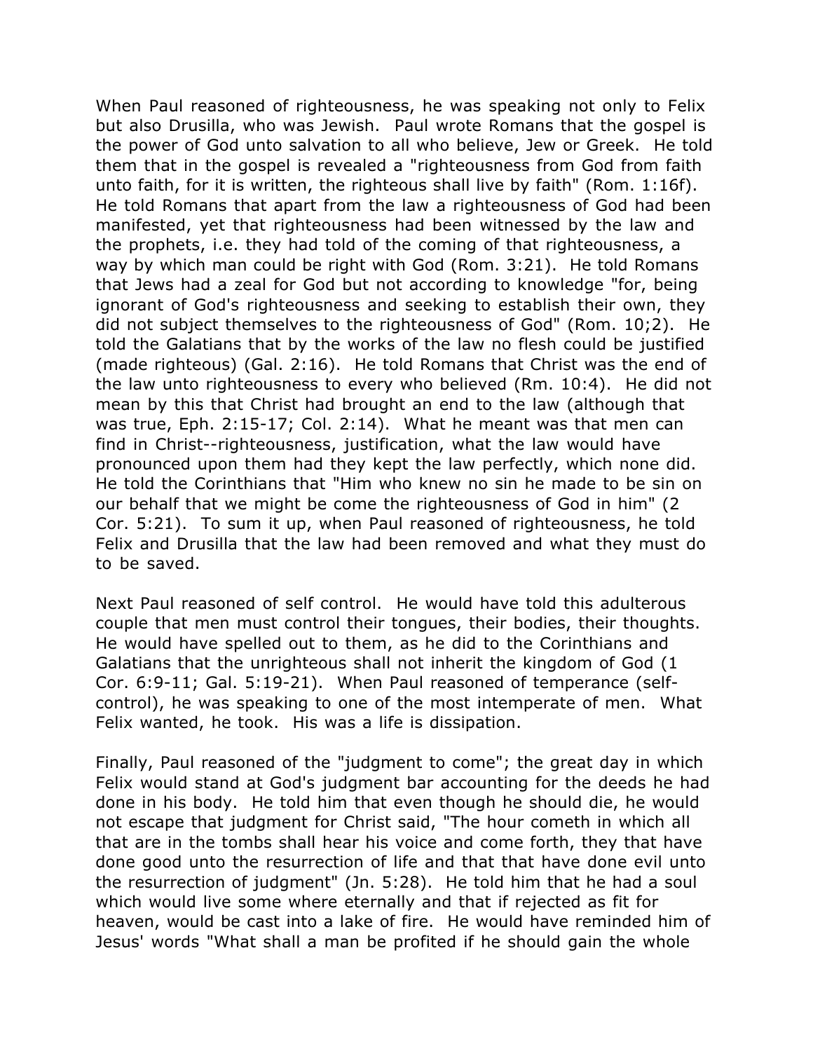When Paul reasoned of righteousness, he was speaking not only to Felix but also Drusilla, who was Jewish. Paul wrote Romans that the gospel is the power of God unto salvation to all who believe, Jew or Greek. He told them that in the gospel is revealed a "righteousness from God from faith unto faith, for it is written, the righteous shall live by faith" (Rom. 1:16f). He told Romans that apart from the law a righteousness of God had been manifested, yet that righteousness had been witnessed by the law and the prophets, i.e. they had told of the coming of that righteousness, a way by which man could be right with God (Rom. 3:21). He told Romans that Jews had a zeal for God but not according to knowledge "for, being ignorant of God's righteousness and seeking to establish their own, they did not subject themselves to the righteousness of God" (Rom. 10;2). He told the Galatians that by the works of the law no flesh could be justified (made righteous) (Gal. 2:16). He told Romans that Christ was the end of the law unto righteousness to every who believed (Rm. 10:4). He did not mean by this that Christ had brought an end to the law (although that was true, Eph. 2:15-17; Col. 2:14). What he meant was that men can find in Christ--righteousness, justification, what the law would have pronounced upon them had they kept the law perfectly, which none did. He told the Corinthians that "Him who knew no sin he made to be sin on our behalf that we might be come the righteousness of God in him" (2 Cor. 5:21). To sum it up, when Paul reasoned of righteousness, he told Felix and Drusilla that the law had been removed and what they must do to be saved.

Next Paul reasoned of self control. He would have told this adulterous couple that men must control their tongues, their bodies, their thoughts. He would have spelled out to them, as he did to the Corinthians and Galatians that the unrighteous shall not inherit the kingdom of God (1 Cor. 6:9-11; Gal. 5:19-21). When Paul reasoned of temperance (self-control), he was speaking to one of the most intemperate of men. What Felix wanted, he took. His was a life is dissipation.

Finally, Paul reasoned of the "judgment to come"; the great day in which Felix would stand at God's judgment bar accounting for the deeds he had done in his body. He told him that even though he should die, he would not escape that judgment for Christ said, "The hour cometh in which all that are in the tombs shall hear his voice and come forth, they that have done good unto the resurrection of life and that that have done evil unto the resurrection of judgment" (Jn. 5:28). He told him that he had a soul which would live some where eternally and that if rejected as fit for heaven, would be cast into a lake of fire. He would have reminded him of Jesus' words "What shall a man be profited if he should gain the whole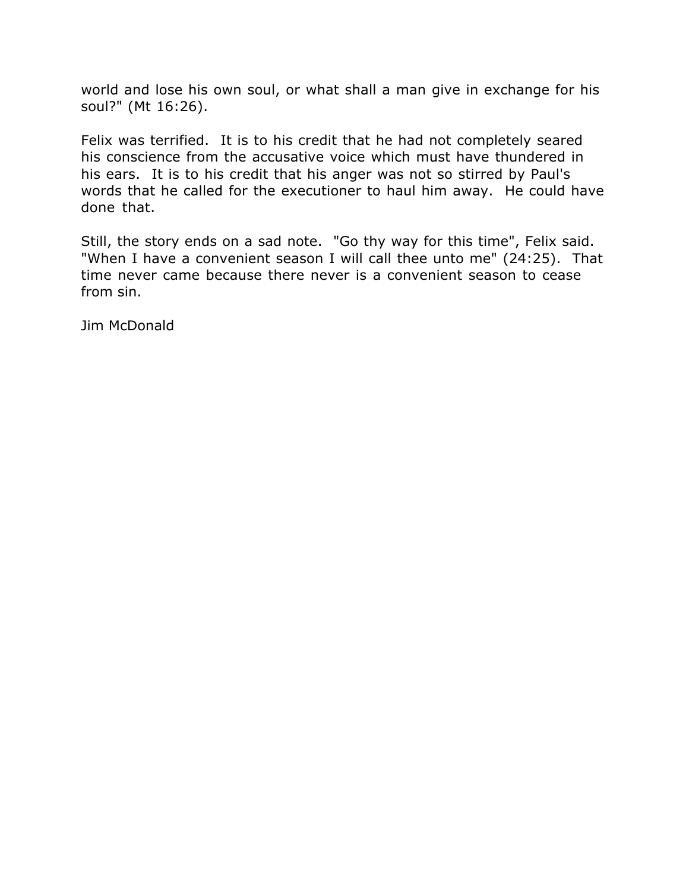world and lose his own soul, or what shall a man give in exchange for his soul?" (Mt 16:26).

Felix was terrified. It is to his credit that he had not completely seared his conscience from the accusative voice which must have thundered in his ears. It is to his credit that his anger was not so stirred by Paul's words that he called for the executioner to haul him away. He could have done that.

Still, the story ends on a sad note. "Go thy way for this time", Felix said. "When I have a convenient season I will call thee unto me" (24:25). That time never came because there never is a convenient season to cease from sin.

Jim McDonald